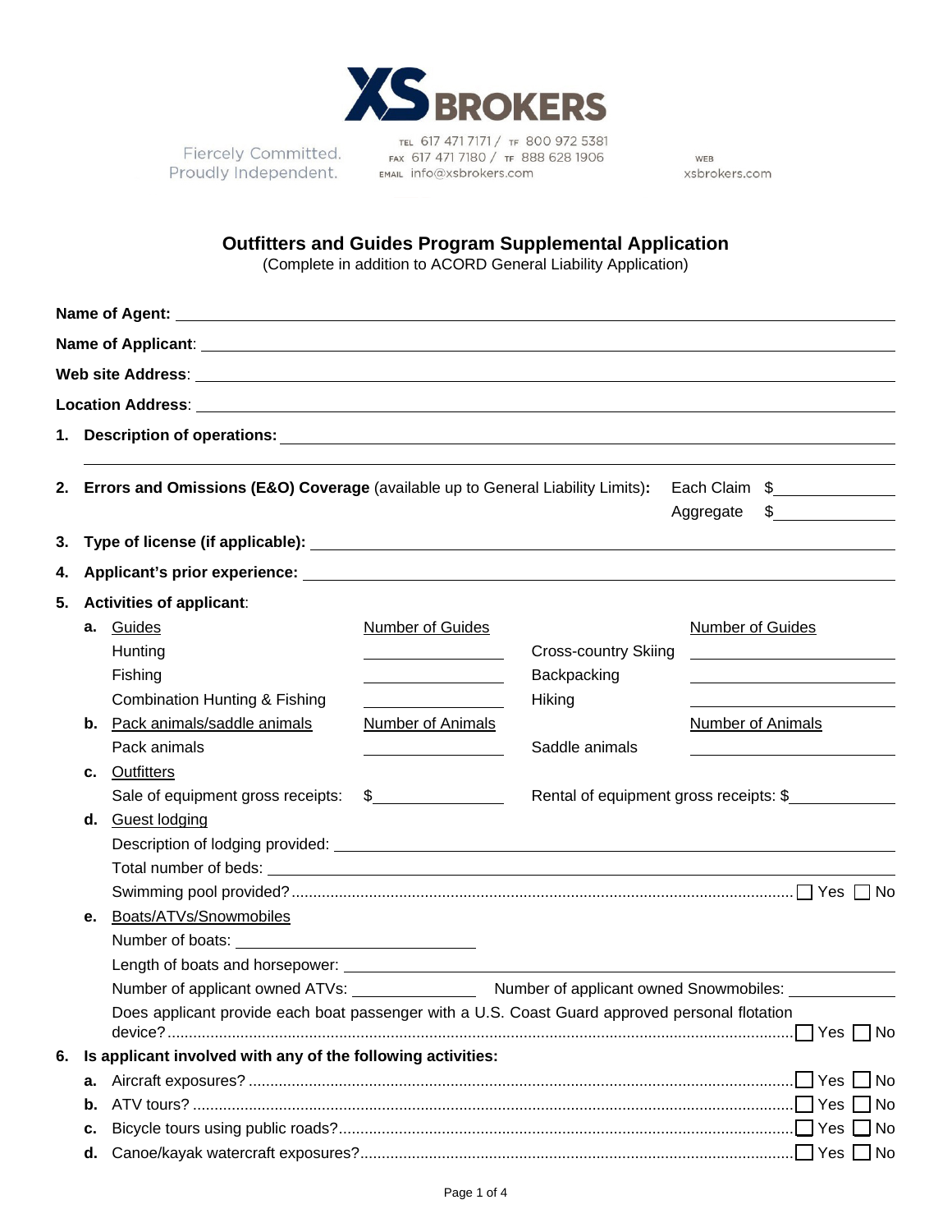XS BROKERS

Fiercely Committed.
Proudly Independent.

TEL 617 471 7171 / TF 800 972 5381
FAX 617 471 7180 / TF 888 628 1906
EMAIL info@xsbrokers.com

WEB
xsbrokers.com

## Outfitters and Guides Program Supplemental Application

(Complete in addition to ACORD General Liability Application)

**Name of Agent:** ______________________________

**Name of Applicant**: ______________________________

**Web site Address**: ______________________________

**Location Address**: ______________________________

**1. Description of operations:** ______________________________

**2. Errors and Omissions (E&O) Coverage** (available up to General Liability Limits)**:** Each Claim $__________ Aggregate $__________

**3. Type of license (if applicable):** ______________________________

**4. Applicant's prior experience:** ______________________________

**5. Activities of applicant**:

**a.** Guides

| Guides | Number of Guides | | Number of Guides |
|---|---|---|---|
| Hunting | ________ | Cross-country Skiing | ________ |
| Fishing | ________ | Backpacking | ________ |
| Combination Hunting & Fishing | ________ | Hiking | ________ |

**b.** Pack animals/saddle animals

| Pack animals/saddle animals | Number of Animals | | Number of Animals |
|---|---|---|---|
| Pack animals | ________ | Saddle animals | ________ |

**c.** Outfitters

Sale of equipment gross receipts: $__________ Rental of equipment gross receipts: $__________

**d.** Guest lodging

Description of lodging provided: ______________________________

Total number of beds: ______________________________

Swimming pool provided? .......... ☐ Yes ☐ No

**e.** Boats/ATVs/Snowmobiles

Number of boats: ______________________________

Length of boats and horsepower: ______________________________

Number of applicant owned ATVs: __________ Number of applicant owned Snowmobiles: __________

Does applicant provide each boat passenger with a U.S. Coast Guard approved personal flotation device? .......... ☐ Yes ☐ No

**6. Is applicant involved with any of the following activities:**

**a.** Aircraft exposures? .......... ☐ Yes ☐ No

**b.** ATV tours? .......... ☐ Yes ☐ No

**c.** Bicycle tours using public roads? .......... ☐ Yes ☐ No

**d.** Canoe/kayak watercraft exposures? .......... ☐ Yes ☐ No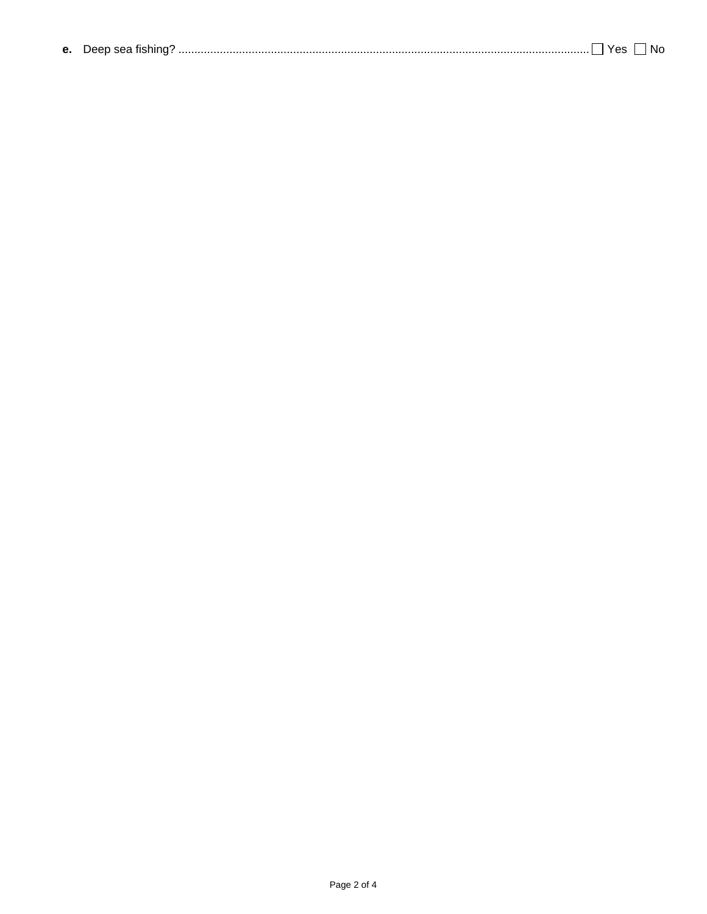**e.** Deep sea fishing? .................................................................................................................................. ☐ Yes ☐ No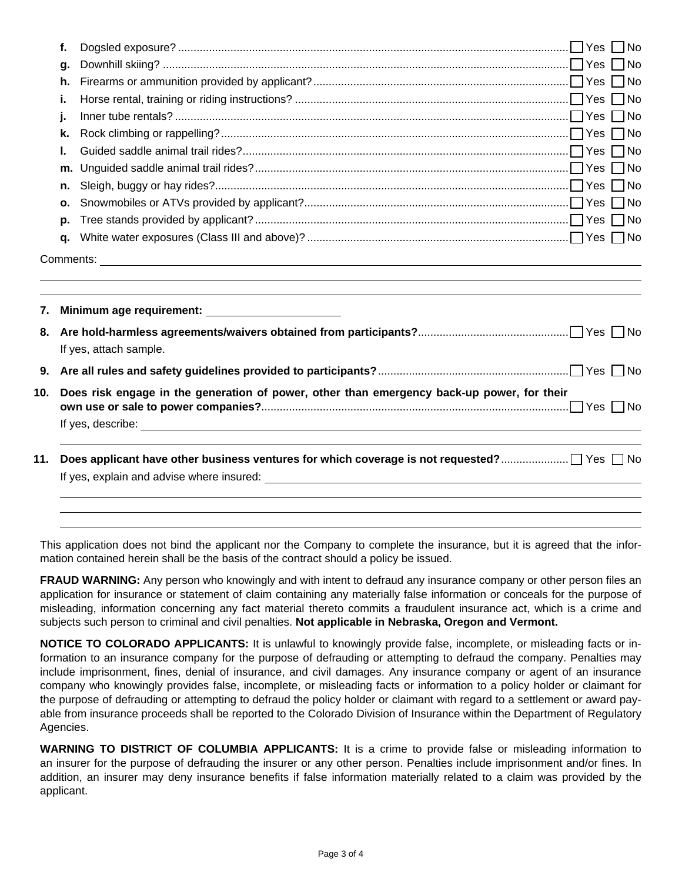f. Dogsled exposure? ☐ Yes ☐ No

g. Downhill skiing? ☐ Yes ☐ No

h. Firearms or ammunition provided by applicant? ☐ Yes ☐ No

i. Horse rental, training or riding instructions? ☐ Yes ☐ No

j. Inner tube rentals? ☐ Yes ☐ No

k. Rock climbing or rappelling? ☐ Yes ☐ No

l. Guided saddle animal trail rides? ☐ Yes ☐ No

m. Unguided saddle animal trail rides? ☐ Yes ☐ No

n. Sleigh, buggy or hay rides? ☐ Yes ☐ No

o. Snowmobiles or ATVs provided by applicant? ☐ Yes ☐ No

p. Tree stands provided by applicant? ☐ Yes ☐ No

q. White water exposures (Class III and above)? ☐ Yes ☐ No

Comments: ______________________________________________

______________________________________________

______________________________________________

**7. Minimum age requirement:** ____________________

**8. Are hold-harmless agreements/waivers obtained from participants?** ☐ Yes ☐ No

If yes, attach sample.

**9. Are all rules and safety guidelines provided to participants?** ☐ Yes ☐ No

**10. Does risk engage in the generation of power, other than emergency back-up power, for their own use or sale to power companies?** ☐ Yes ☐ No

If yes, describe: ______________________________________________

______________________________________________

**11. Does applicant have other business ventures for which coverage is not requested?** ☐ Yes ☐ No

If yes, explain and advise where insured: ______________________________________________

______________________________________________

______________________________________________

______________________________________________

This application does not bind the applicant nor the Company to complete the insurance, but it is agreed that the information contained herein shall be the basis of the contract should a policy be issued.

**FRAUD WARNING:** Any person who knowingly and with intent to defraud any insurance company or other person files an application for insurance or statement of claim containing any materially false information or conceals for the purpose of misleading, information concerning any fact material thereto commits a fraudulent insurance act, which is a crime and subjects such person to criminal and civil penalties. **Not applicable in Nebraska, Oregon and Vermont.**

**NOTICE TO COLORADO APPLICANTS:** It is unlawful to knowingly provide false, incomplete, or misleading facts or information to an insurance company for the purpose of defrauding or attempting to defraud the company. Penalties may include imprisonment, fines, denial of insurance, and civil damages. Any insurance company or agent of an insurance company who knowingly provides false, incomplete, or misleading facts or information to a policy holder or claimant for the purpose of defrauding or attempting to defraud the policy holder or claimant with regard to a settlement or award payable from insurance proceeds shall be reported to the Colorado Division of Insurance within the Department of Regulatory Agencies.

**WARNING TO DISTRICT OF COLUMBIA APPLICANTS:** It is a crime to provide false or misleading information to an insurer for the purpose of defrauding the insurer or any other person. Penalties include imprisonment and/or fines. In addition, an insurer may deny insurance benefits if false information materially related to a claim was provided by the applicant.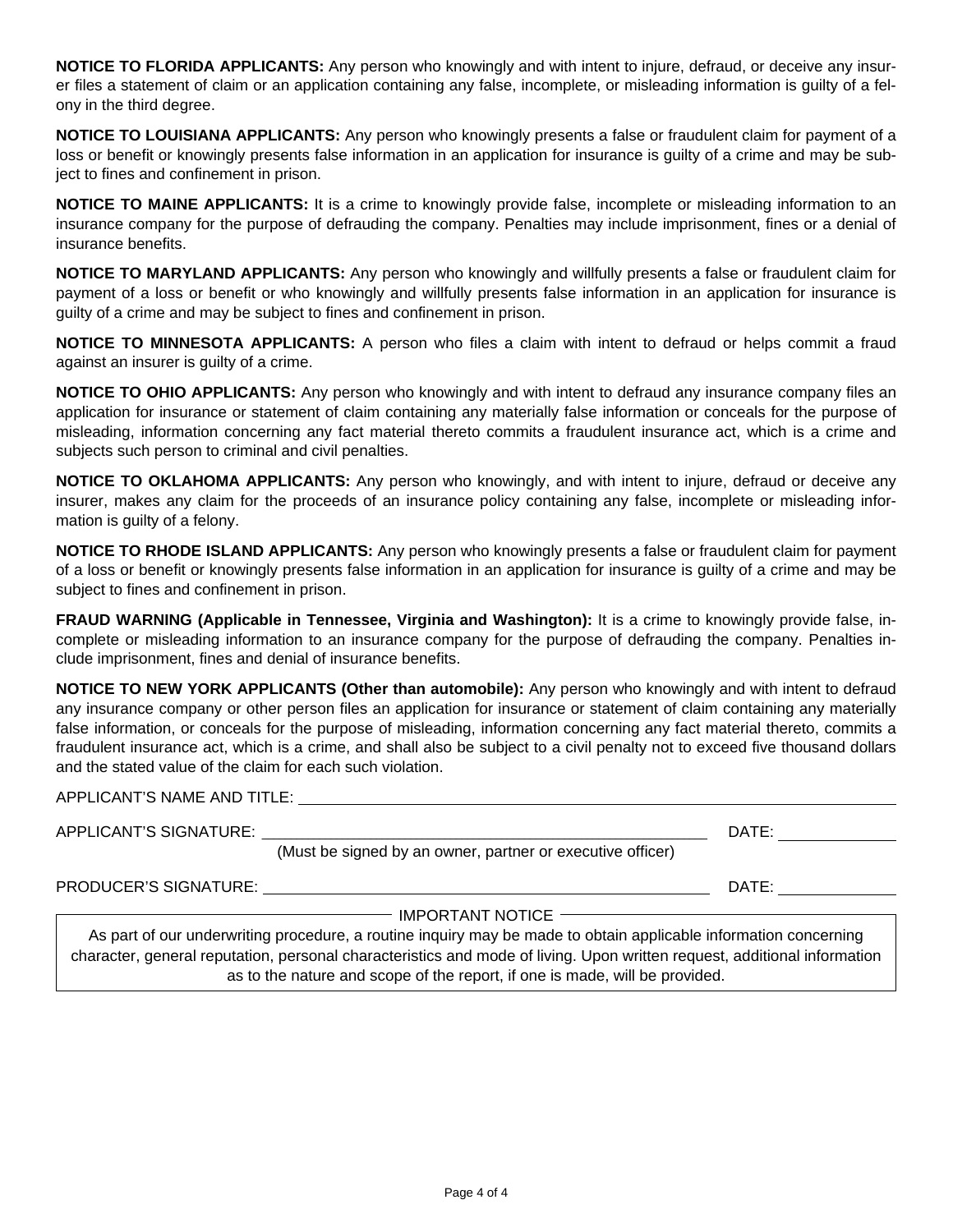**NOTICE TO FLORIDA APPLICANTS:** Any person who knowingly and with intent to injure, defraud, or deceive any insurer files a statement of claim or an application containing any false, incomplete, or misleading information is guilty of a felony in the third degree.

**NOTICE TO LOUISIANA APPLICANTS:** Any person who knowingly presents a false or fraudulent claim for payment of a loss or benefit or knowingly presents false information in an application for insurance is guilty of a crime and may be subject to fines and confinement in prison.

**NOTICE TO MAINE APPLICANTS:** It is a crime to knowingly provide false, incomplete or misleading information to an insurance company for the purpose of defrauding the company. Penalties may include imprisonment, fines or a denial of insurance benefits.

**NOTICE TO MARYLAND APPLICANTS:** Any person who knowingly and willfully presents a false or fraudulent claim for payment of a loss or benefit or who knowingly and willfully presents false information in an application for insurance is guilty of a crime and may be subject to fines and confinement in prison.

**NOTICE TO MINNESOTA APPLICANTS:** A person who files a claim with intent to defraud or helps commit a fraud against an insurer is guilty of a crime.

**NOTICE TO OHIO APPLICANTS:** Any person who knowingly and with intent to defraud any insurance company files an application for insurance or statement of claim containing any materially false information or conceals for the purpose of misleading, information concerning any fact material thereto commits a fraudulent insurance act, which is a crime and subjects such person to criminal and civil penalties.

**NOTICE TO OKLAHOMA APPLICANTS:** Any person who knowingly, and with intent to injure, defraud or deceive any insurer, makes any claim for the proceeds of an insurance policy containing any false, incomplete or misleading information is guilty of a felony.

**NOTICE TO RHODE ISLAND APPLICANTS:** Any person who knowingly presents a false or fraudulent claim for payment of a loss or benefit or knowingly presents false information in an application for insurance is guilty of a crime and may be subject to fines and confinement in prison.

**FRAUD WARNING (Applicable in Tennessee, Virginia and Washington):** It is a crime to knowingly provide false, incomplete or misleading information to an insurance company for the purpose of defrauding the company. Penalties include imprisonment, fines and denial of insurance benefits.

**NOTICE TO NEW YORK APPLICANTS (Other than automobile):** Any person who knowingly and with intent to defraud any insurance company or other person files an application for insurance or statement of claim containing any materially false information, or conceals for the purpose of misleading, information concerning any fact material thereto, commits a fraudulent insurance act, which is a crime, and shall also be subject to a civil penalty not to exceed five thousand dollars and the stated value of the claim for each such violation.

APPLICANT'S NAME AND TITLE: ______________________________

APPLICANT'S SIGNATURE: ______________________________ DATE: __________

(Must be signed by an owner, partner or executive officer)

PRODUCER'S SIGNATURE: ______________________________ DATE: __________

IMPORTANT NOTICE

As part of our underwriting procedure, a routine inquiry may be made to obtain applicable information concerning character, general reputation, personal characteristics and mode of living. Upon written request, additional information as to the nature and scope of the report, if one is made, will be provided.